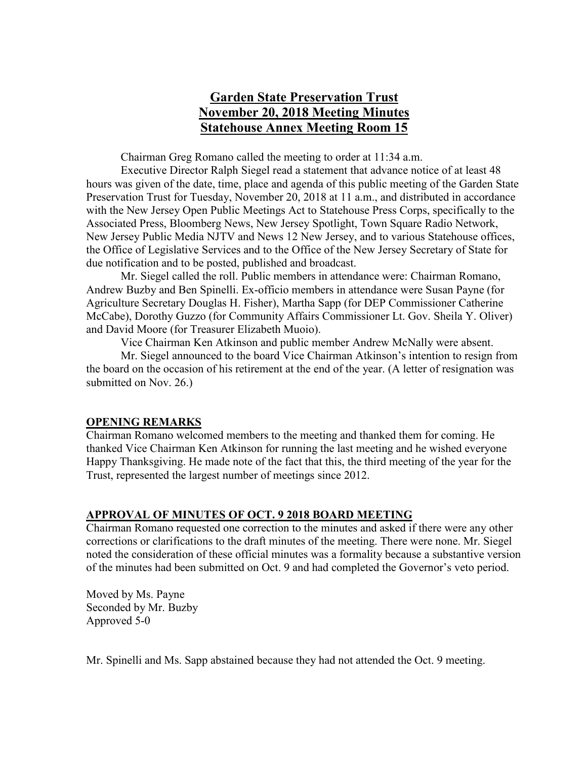# Garden State Preservation Trust
## November 20, 2018 Meeting Minutes
## Statehouse Annex Meeting Room 15

Chairman Greg Romano called the meeting to order at 11:34 a.m.

Executive Director Ralph Siegel read a statement that advance notice of at least 48 hours was given of the date, time, place and agenda of this public meeting of the Garden State Preservation Trust for Tuesday, November 20, 2018 at 11 a.m., and distributed in accordance with the New Jersey Open Public Meetings Act to Statehouse Press Corps, specifically to the Associated Press, Bloomberg News, New Jersey Spotlight, Town Square Radio Network, New Jersey Public Media NJTV and News 12 New Jersey, and to various Statehouse offices, the Office of Legislative Services and to the Office of the New Jersey Secretary of State for due notification and to be posted, published and broadcast.

Mr. Siegel called the roll. Public members in attendance were: Chairman Romano, Andrew Buzby and Ben Spinelli. Ex-officio members in attendance were Susan Payne (for Agriculture Secretary Douglas H. Fisher), Martha Sapp (for DEP Commissioner Catherine McCabe), Dorothy Guzzo (for Community Affairs Commissioner Lt. Gov. Sheila Y. Oliver) and David Moore (for Treasurer Elizabeth Muoio).

Vice Chairman Ken Atkinson and public member Andrew McNally were absent.

Mr. Siegel announced to the board Vice Chairman Atkinson's intention to resign from the board on the occasion of his retirement at the end of the year. (A letter of resignation was submitted on Nov. 26.)

**OPENING REMARKS**

Chairman Romano welcomed members to the meeting and thanked them for coming. He thanked Vice Chairman Ken Atkinson for running the last meeting and he wished everyone Happy Thanksgiving. He made note of the fact that this, the third meeting of the year for the Trust, represented the largest number of meetings since 2012.

**APPROVAL OF MINUTES OF OCT. 9 2018 BOARD MEETING**

Chairman Romano requested one correction to the minutes and asked if there were any other corrections or clarifications to the draft minutes of the meeting. There were none. Mr. Siegel noted the consideration of these official minutes was a formality because a substantive version of the minutes had been submitted on Oct. 9 and had completed the Governor's veto period.

Moved by Ms. Payne
Seconded by Mr. Buzby
Approved 5-0

Mr. Spinelli and Ms. Sapp abstained because they had not attended the Oct. 9 meeting.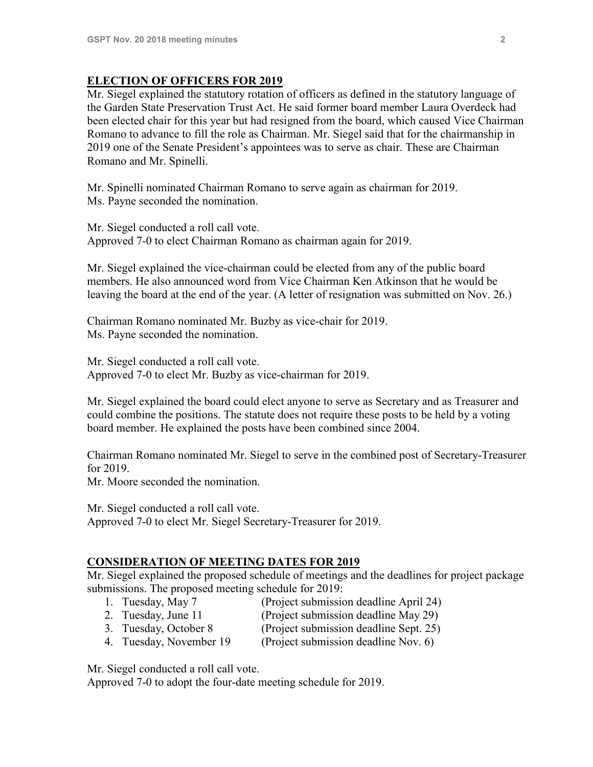## ELECTION OF OFFICERS FOR 2019

Mr. Siegel explained the statutory rotation of officers as defined in the statutory language of the Garden State Preservation Trust Act. He said former board member Laura Overdeck had been elected chair for this year but had resigned from the board, which caused Vice Chairman Romano to advance to fill the role as Chairman. Mr. Siegel said that for the chairmanship in 2019 one of the Senate President's appointees was to serve as chair. These are Chairman Romano and Mr. Spinelli.

Mr. Spinelli nominated Chairman Romano to serve again as chairman for 2019.
Ms. Payne seconded the nomination.

Mr. Siegel conducted a roll call vote.
Approved 7-0 to elect Chairman Romano as chairman again for 2019.

Mr. Siegel explained the vice-chairman could be elected from any of the public board members. He also announced word from Vice Chairman Ken Atkinson that he would be leaving the board at the end of the year. (A letter of resignation was submitted on Nov. 26.)

Chairman Romano nominated Mr. Buzby as vice-chair for 2019.
Ms. Payne seconded the nomination.

Mr. Siegel conducted a roll call vote.
Approved 7-0 to elect Mr. Buzby as vice-chairman for 2019.

Mr. Siegel explained the board could elect anyone to serve as Secretary and as Treasurer and could combine the positions. The statute does not require these posts to be held by a voting board member. He explained the posts have been combined since 2004.

Chairman Romano nominated Mr. Siegel to serve in the combined post of Secretary-Treasurer for 2019.
Mr. Moore seconded the nomination.

Mr. Siegel conducted a roll call vote.
Approved 7-0 to elect Mr. Siegel Secretary-Treasurer for 2019.

## CONSIDERATION OF MEETING DATES FOR 2019

Mr. Siegel explained the proposed schedule of meetings and the deadlines for project package submissions. The proposed meeting schedule for 2019:

1. Tuesday, May 7 (Project submission deadline April 24)
2. Tuesday, June 11 (Project submission deadline May 29)
3. Tuesday, October 8 (Project submission deadline Sept. 25)
4. Tuesday, November 19 (Project submission deadline Nov. 6)

Mr. Siegel conducted a roll call vote.
Approved 7-0 to adopt the four-date meeting schedule for 2019.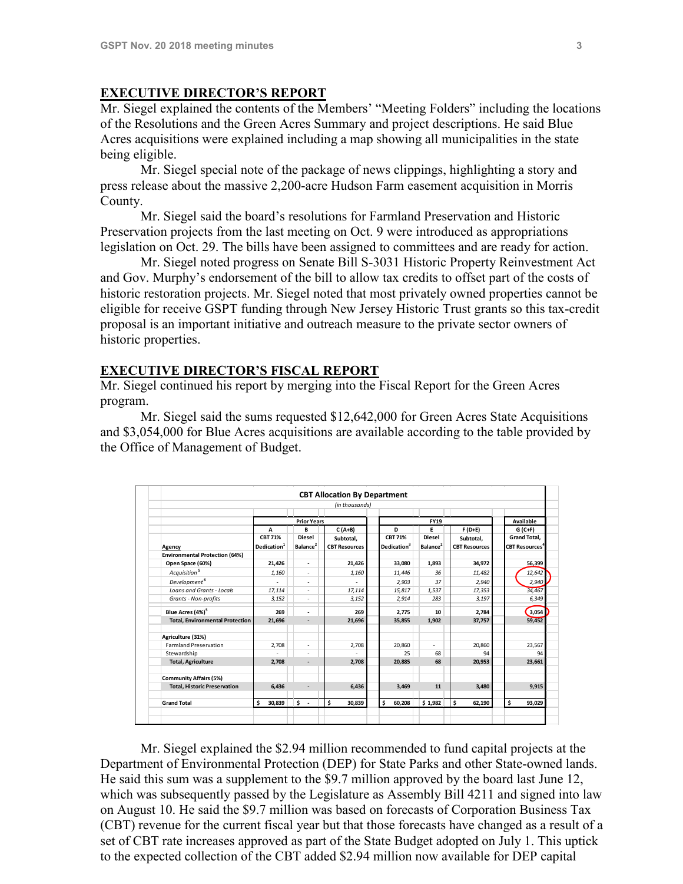## EXECUTIVE DIRECTOR'S REPORT

Mr. Siegel explained the contents of the Members' "Meeting Folders" including the locations of the Resolutions and the Green Acres Summary and project descriptions. He said Blue Acres acquisitions were explained including a map showing all municipalities in the state being eligible.

Mr. Siegel special note of the package of news clippings, highlighting a story and press release about the massive 2,200-acre Hudson Farm easement acquisition in Morris County.

Mr. Siegel said the board's resolutions for Farmland Preservation and Historic Preservation projects from the last meeting on Oct. 9 were introduced as appropriations legislation on Oct. 29. The bills have been assigned to committees and are ready for action.

Mr. Siegel noted progress on Senate Bill S-3031 Historic Property Reinvestment Act and Gov. Murphy's endorsement of the bill to allow tax credits to offset part of the costs of historic restoration projects. Mr. Siegel noted that most privately owned properties cannot be eligible for receive GSPT funding through New Jersey Historic Trust grants so this tax-credit proposal is an important initiative and outreach measure to the private sector owners of historic properties.

## EXECUTIVE DIRECTOR'S FISCAL REPORT

Mr. Siegel continued his report by merging into the Fiscal Report for the Green Acres program.

Mr. Siegel said the sums requested $12,642,000 for Green Acres State Acquisitions and $3,054,000 for Blue Acres acquisitions are available according to the table provided by the Office of Management of Budget.

**CBT Allocation By Department**

*(in thousands)*

| | Prior Years | | | FY19 | | | Available |
|---|---|---|---|---|---|---|---|
| | A | B | C (A+B) | D | E | F (D+E) | G (C+F) |
| Agency | CBT 71% Dedication[1] | Diesel Balance[2] | Subtotal, CBT Resources | CBT 71% Dedication[3] | Diesel Balance[2] | Subtotal, CBT Resources | Grand Total, CBT Resources[4] |
| **Environmental Protection (64%)** | | | | | | | |
| **Open Space (60%)** | **21,426** | **-** | **21,426** | **33,080** | **1,893** | **34,972** | **56,399** |
| *Acquisition*[5] | *1,160* | *-* | *1,160* | *11,446* | *36* | *11,482* | *12,642* |
| *Development*[6] | *-* | *-* | *-* | *2,903* | *37* | *2,940* | *2,940* |
| *Loans and Grants - Locals* | *17,114* | *-* | *17,114* | *15,817* | *1,537* | *17,353* | *34,467* |
| *Grants - Non-profits* | *3,152* | *-* | *3,152* | *2,914* | *283* | *3,197* | *6,349* |
| **Blue Acres (4%)**[5] | **269** | **-** | **269** | **2,775** | **10** | **2,784** | **3,054** |
| **Total, Environmental Protection** | **21,696** | **-** | **21,696** | **35,855** | **1,902** | **37,757** | **59,452** |
| **Agriculture (31%)** | | | | | | | |
| Farmland Preservation | 2,708 | - | 2,708 | 20,860 | - | 20,860 | 23,567 |
| Stewardship | - | - | - | 25 | 68 | 94 | 94 |
| **Total, Agriculture** | **2,708** | **-** | **2,708** | **20,885** | **68** | **20,953** | **23,661** |
| **Community Affairs (5%)** | | | | | | | |
| **Total, Historic Preservation** | **6,436** | **-** | **6,436** | **3,469** | **11** | **3,480** | **9,915** |
| **Grand Total** | **$ 30,839** | **$ -** | **$ 30,839** | **$ 60,208** | **$ 1,982** | **$ 62,190** | **$ 93,029** |

Mr. Siegel explained the $2.94 million recommended to fund capital projects at the Department of Environmental Protection (DEP) for State Parks and other State-owned lands. He said this sum was a supplement to the $9.7 million approved by the board last June 12, which was subsequently passed by the Legislature as Assembly Bill 4211 and signed into law on August 10. He said the $9.7 million was based on forecasts of Corporation Business Tax (CBT) revenue for the current fiscal year but that those forecasts have changed as a result of a set of CBT rate increases approved as part of the State Budget adopted on July 1. This uptick to the expected collection of the CBT added $2.94 million now available for DEP capital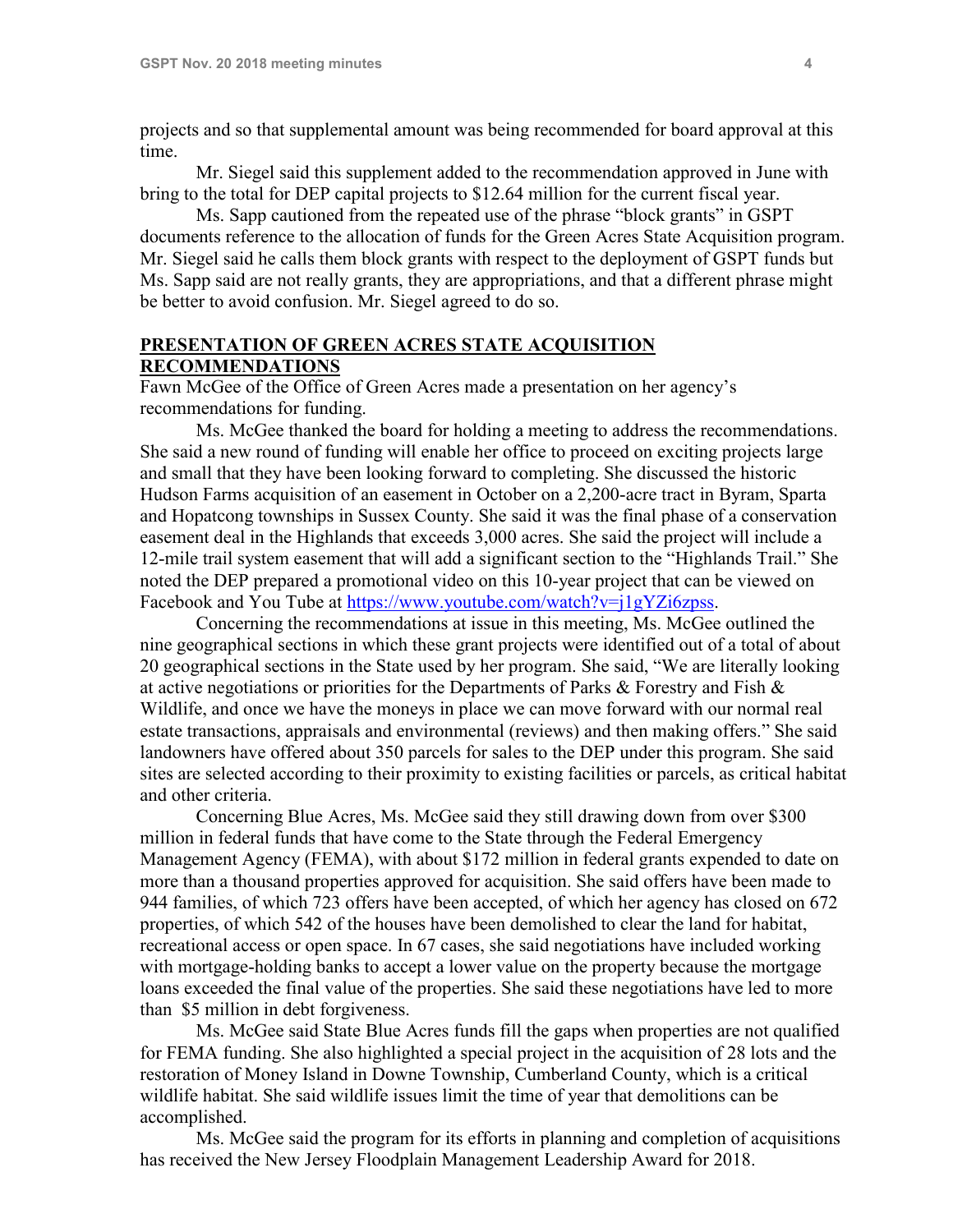projects and so that supplemental amount was being recommended for board approval at this time.

Mr. Siegel said this supplement added to the recommendation approved in June with bring to the total for DEP capital projects to $12.64 million for the current fiscal year.

Ms. Sapp cautioned from the repeated use of the phrase "block grants" in GSPT documents reference to the allocation of funds for the Green Acres State Acquisition program. Mr. Siegel said he calls them block grants with respect to the deployment of GSPT funds but Ms. Sapp said are not really grants, they are appropriations, and that a different phrase might be better to avoid confusion. Mr. Siegel agreed to do so.

## PRESENTATION OF GREEN ACRES STATE ACQUISITION RECOMMENDATIONS

Fawn McGee of the Office of Green Acres made a presentation on her agency's recommendations for funding.

Ms. McGee thanked the board for holding a meeting to address the recommendations. She said a new round of funding will enable her office to proceed on exciting projects large and small that they have been looking forward to completing. She discussed the historic Hudson Farms acquisition of an easement in October on a 2,200-acre tract in Byram, Sparta and Hopatcong townships in Sussex County. She said it was the final phase of a conservation easement deal in the Highlands that exceeds 3,000 acres. She said the project will include a 12-mile trail system easement that will add a significant section to the "Highlands Trail." She noted the DEP prepared a promotional video on this 10-year project that can be viewed on Facebook and You Tube at [https://www.youtube.com/watch?v=j1gYZi6zpss](https://www.youtube.com/watch?v=j1gYZi6zpss).

Concerning the recommendations at issue in this meeting, Ms. McGee outlined the nine geographical sections in which these grant projects were identified out of a total of about 20 geographical sections in the State used by her program. She said, "We are literally looking at active negotiations or priorities for the Departments of Parks & Forestry and Fish & Wildlife, and once we have the moneys in place we can move forward with our normal real estate transactions, appraisals and environmental (reviews) and then making offers." She said landowners have offered about 350 parcels for sales to the DEP under this program. She said sites are selected according to their proximity to existing facilities or parcels, as critical habitat and other criteria.

Concerning Blue Acres, Ms. McGee said they still drawing down from over $300 million in federal funds that have come to the State through the Federal Emergency Management Agency (FEMA), with about $172 million in federal grants expended to date on more than a thousand properties approved for acquisition. She said offers have been made to 944 families, of which 723 offers have been accepted, of which her agency has closed on 672 properties, of which 542 of the houses have been demolished to clear the land for habitat, recreational access or open space. In 67 cases, she said negotiations have included working with mortgage-holding banks to accept a lower value on the property because the mortgage loans exceeded the final value of the properties. She said these negotiations have led to more than $5 million in debt forgiveness.

Ms. McGee said State Blue Acres funds fill the gaps when properties are not qualified for FEMA funding. She also highlighted a special project in the acquisition of 28 lots and the restoration of Money Island in Downe Township, Cumberland County, which is a critical wildlife habitat. She said wildlife issues limit the time of year that demolitions can be accomplished.

Ms. McGee said the program for its efforts in planning and completion of acquisitions has received the New Jersey Floodplain Management Leadership Award for 2018.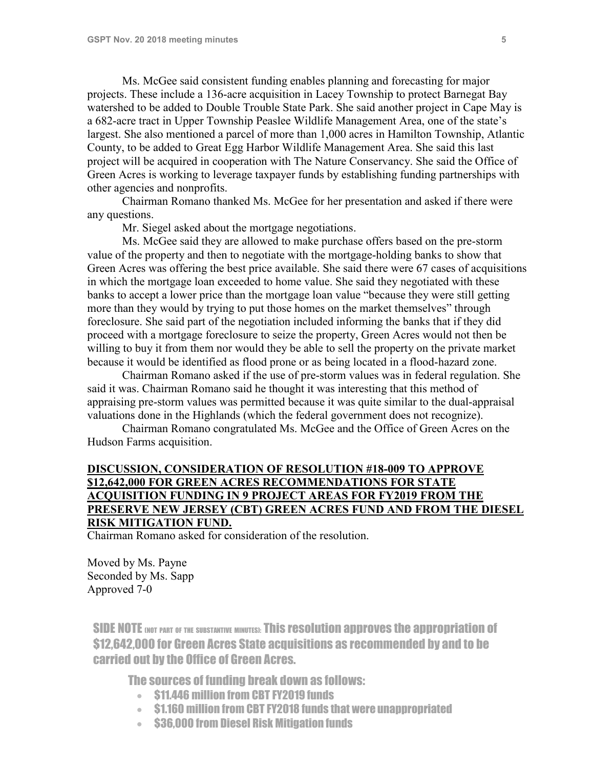Ms. McGee said consistent funding enables planning and forecasting for major projects. These include a 136-acre acquisition in Lacey Township to protect Barnegat Bay watershed to be added to Double Trouble State Park. She said another project in Cape May is a 682-acre tract in Upper Township Peaslee Wildlife Management Area, one of the state's largest. She also mentioned a parcel of more than 1,000 acres in Hamilton Township, Atlantic County, to be added to Great Egg Harbor Wildlife Management Area. She said this last project will be acquired in cooperation with The Nature Conservancy. She said the Office of Green Acres is working to leverage taxpayer funds by establishing funding partnerships with other agencies and nonprofits.

Chairman Romano thanked Ms. McGee for her presentation and asked if there were any questions.

Mr. Siegel asked about the mortgage negotiations.

Ms. McGee said they are allowed to make purchase offers based on the pre-storm value of the property and then to negotiate with the mortgage-holding banks to show that Green Acres was offering the best price available. She said there were 67 cases of acquisitions in which the mortgage loan exceeded to home value. She said they negotiated with these banks to accept a lower price than the mortgage loan value "because they were still getting more than they would by trying to put those homes on the market themselves" through foreclosure. She said part of the negotiation included informing the banks that if they did proceed with a mortgage foreclosure to seize the property, Green Acres would not then be willing to buy it from them nor would they be able to sell the property on the private market because it would be identified as flood prone or as being located in a flood-hazard zone.

Chairman Romano asked if the use of pre-storm values was in federal regulation. She said it was. Chairman Romano said he thought it was interesting that this method of appraising pre-storm values was permitted because it was quite similar to the dual-appraisal valuations done in the Highlands (which the federal government does not recognize).

Chairman Romano congratulated Ms. McGee and the Office of Green Acres on the Hudson Farms acquisition.

**DISCUSSION, CONSIDERATION OF RESOLUTION #18-009 TO APPROVE $12,642,000 FOR GREEN ACRES RECOMMENDATIONS FOR STATE ACQUISITION FUNDING IN 9 PROJECT AREAS FOR FY2019 FROM THE PRESERVE NEW JERSEY (CBT) GREEN ACRES FUND AND FROM THE DIESEL RISK MITIGATION FUND.**

Chairman Romano asked for consideration of the resolution.

Moved by Ms. Payne
Seconded by Ms. Sapp
Approved 7-0

SIDE NOTE (NOT PART OF THE SUBSTANTIVE MINUTES): This resolution approves the appropriation of $12,642,000 for Green Acres State acquisitions as recommended by and to be carried out by the Office of Green Acres.

The sources of funding break down as follows:

- $11.446 million from CBT FY2019 funds
- $1.160 million from CBT FY2018 funds that were unappropriated
- $36,000 from Diesel Risk Mitigation funds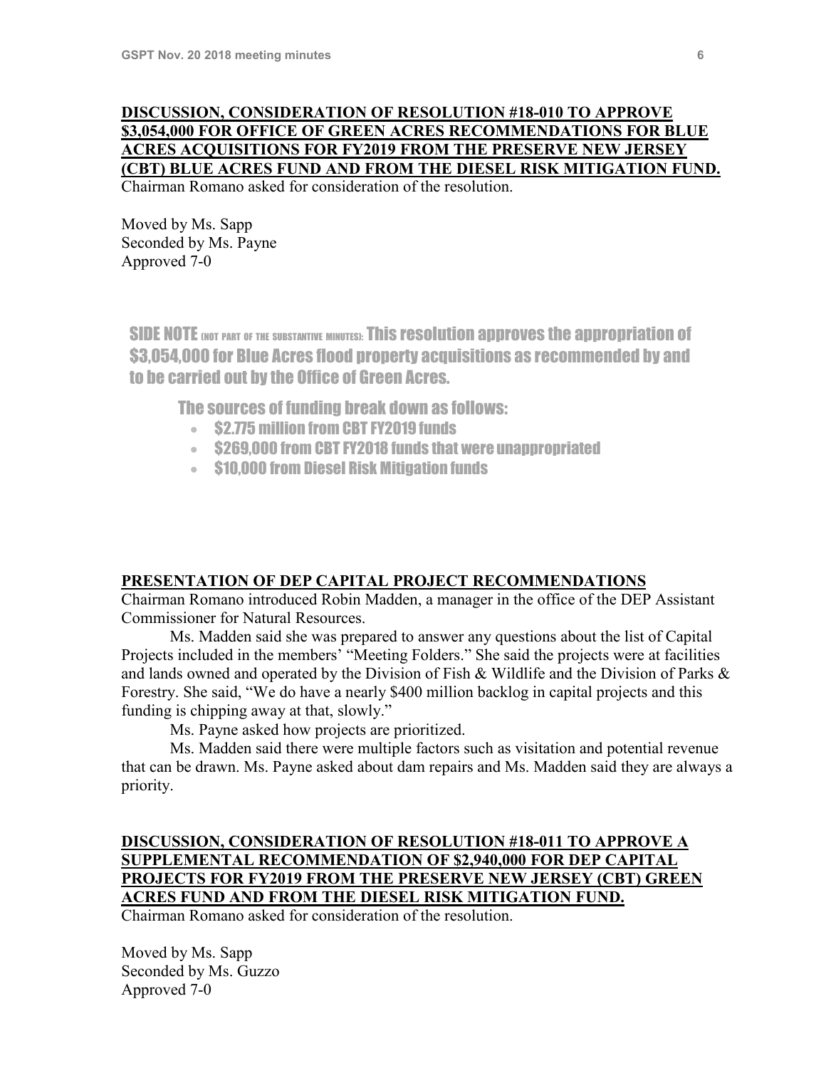**DISCUSSION, CONSIDERATION OF RESOLUTION #18-010 TO APPROVE $3,054,000 FOR OFFICE OF GREEN ACRES RECOMMENDATIONS FOR BLUE ACRES ACQUISITIONS FOR FY2019 FROM THE PRESERVE NEW JERSEY (CBT) BLUE ACRES FUND AND FROM THE DIESEL RISK MITIGATION FUND.**

Chairman Romano asked for consideration of the resolution.

Moved by Ms. Sapp
Seconded by Ms. Payne
Approved 7-0

SIDE NOTE (NOT PART OF THE SUBSTANTIVE MINUTES): This resolution approves the appropriation of $3,054,000 for Blue Acres flood property acquisitions as recommended by and to be carried out by the Office of Green Acres.

The sources of funding break down as follows:

- $2.775 million from CBT FY2019 funds
- $269,000 from CBT FY2018 funds that were unappropriated
- $10,000 from Diesel Risk Mitigation funds

**PRESENTATION OF DEP CAPITAL PROJECT RECOMMENDATIONS**

Chairman Romano introduced Robin Madden, a manager in the office of the DEP Assistant Commissioner for Natural Resources.

Ms. Madden said she was prepared to answer any questions about the list of Capital Projects included in the members' "Meeting Folders." She said the projects were at facilities and lands owned and operated by the Division of Fish & Wildlife and the Division of Parks & Forestry. She said, "We do have a nearly $400 million backlog in capital projects and this funding is chipping away at that, slowly."

Ms. Payne asked how projects are prioritized.

Ms. Madden said there were multiple factors such as visitation and potential revenue that can be drawn. Ms. Payne asked about dam repairs and Ms. Madden said they are always a priority.

**DISCUSSION, CONSIDERATION OF RESOLUTION #18-011 TO APPROVE A SUPPLEMENTAL RECOMMENDATION OF $2,940,000 FOR DEP CAPITAL PROJECTS FOR FY2019 FROM THE PRESERVE NEW JERSEY (CBT) GREEN ACRES FUND AND FROM THE DIESEL RISK MITIGATION FUND.**

Chairman Romano asked for consideration of the resolution.

Moved by Ms. Sapp
Seconded by Ms. Guzzo
Approved 7-0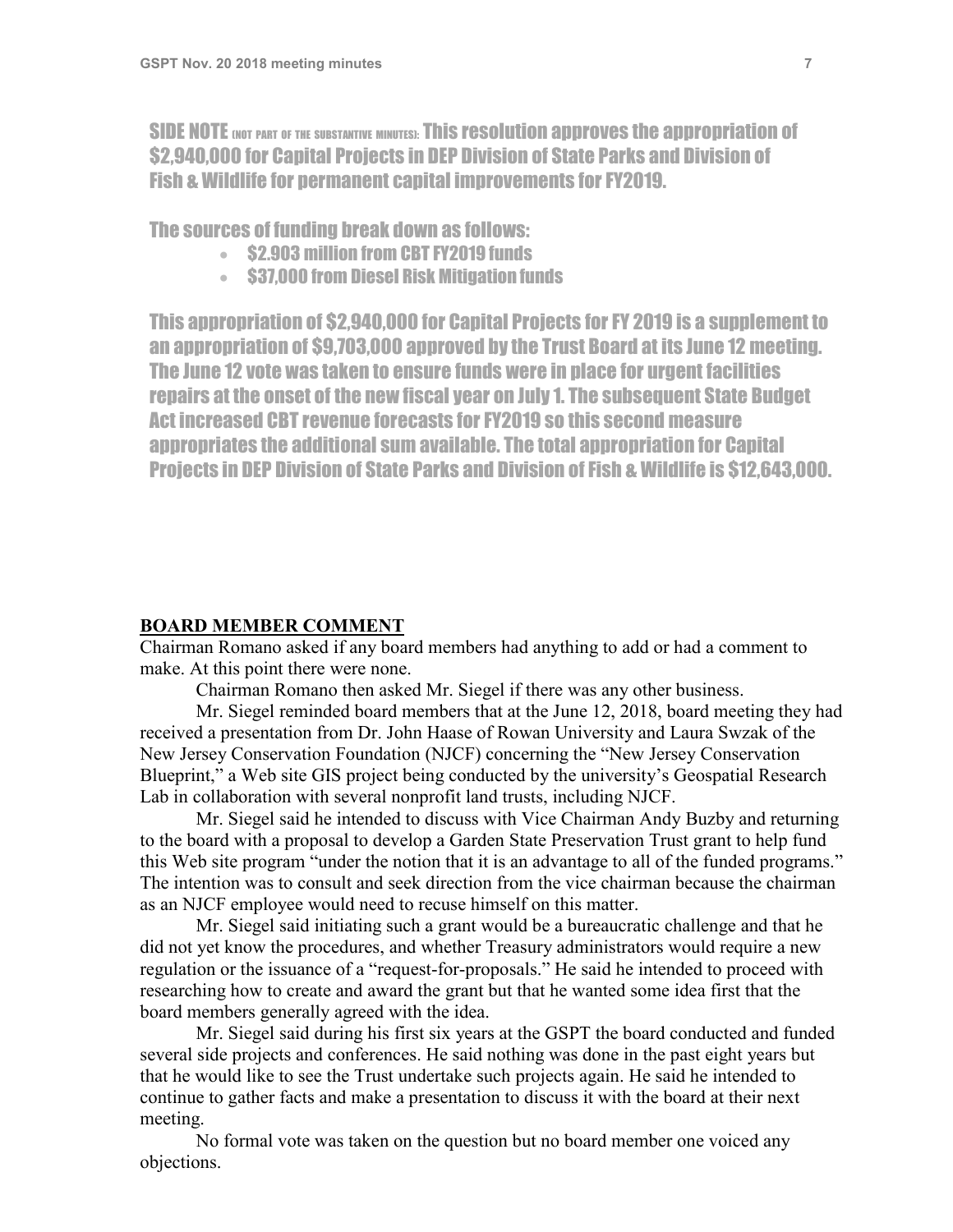**SIDE NOTE** (NOT PART OF THE SUBSTANTIVE MINUTES): **This resolution approves the appropriation of $2,940,000 for Capital Projects in DEP Division of State Parks and Division of Fish & Wildlife for permanent capital improvements for FY2019.**

**The sources of funding break down as follows:**

- **$2.903 million from CBT FY2019 funds**
- **$37,000 from Diesel Risk Mitigation funds**

**This appropriation of $2,940,000 for Capital Projects for FY 2019 is a supplement to an appropriation of $9,703,000 approved by the Trust Board at its June 12 meeting. The June 12 vote was taken to ensure funds were in place for urgent facilities repairs at the onset of the new fiscal year on July 1. The subsequent State Budget Act increased CBT revenue forecasts for FY2019 so this second measure appropriates the additional sum available. The total appropriation for Capital Projects in DEP Division of State Parks and Division of Fish & Wildlife is $12,643,000.**

## BOARD MEMBER COMMENT

Chairman Romano asked if any board members had anything to add or had a comment to make. At this point there were none.

Chairman Romano then asked Mr. Siegel if there was any other business.

Mr. Siegel reminded board members that at the June 12, 2018, board meeting they had received a presentation from Dr. John Haase of Rowan University and Laura Swzak of the New Jersey Conservation Foundation (NJCF) concerning the "New Jersey Conservation Blueprint," a Web site GIS project being conducted by the university's Geospatial Research Lab in collaboration with several nonprofit land trusts, including NJCF.

Mr. Siegel said he intended to discuss with Vice Chairman Andy Buzby and returning to the board with a proposal to develop a Garden State Preservation Trust grant to help fund this Web site program "under the notion that it is an advantage to all of the funded programs." The intention was to consult and seek direction from the vice chairman because the chairman as an NJCF employee would need to recuse himself on this matter.

Mr. Siegel said initiating such a grant would be a bureaucratic challenge and that he did not yet know the procedures, and whether Treasury administrators would require a new regulation or the issuance of a "request-for-proposals." He said he intended to proceed with researching how to create and award the grant but that he wanted some idea first that the board members generally agreed with the idea.

Mr. Siegel said during his first six years at the GSPT the board conducted and funded several side projects and conferences. He said nothing was done in the past eight years but that he would like to see the Trust undertake such projects again. He said he intended to continue to gather facts and make a presentation to discuss it with the board at their next meeting.

No formal vote was taken on the question but no board member one voiced any objections.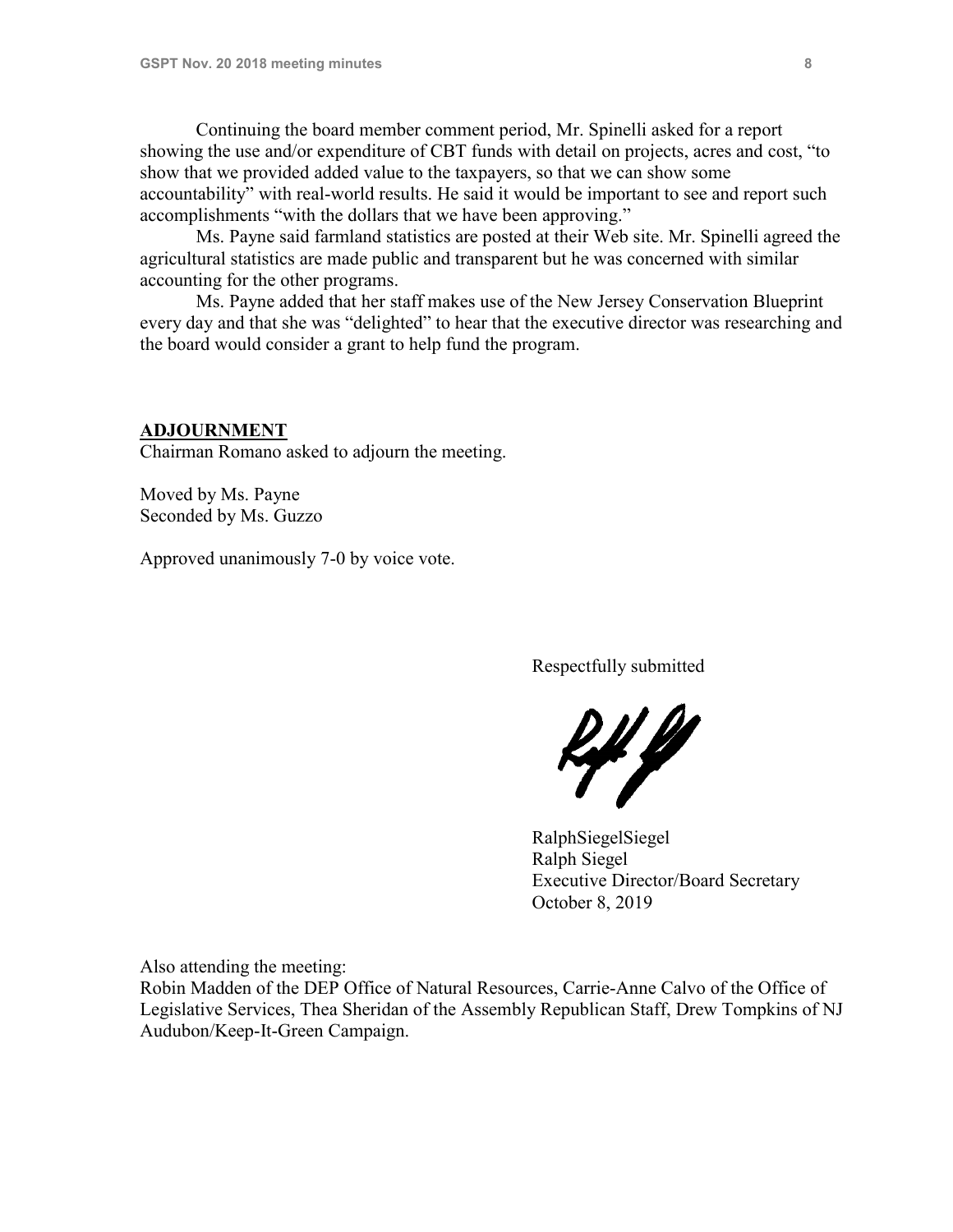Continuing the board member comment period, Mr. Spinelli asked for a report showing the use and/or expenditure of CBT funds with detail on projects, acres and cost, "to show that we provided added value to the taxpayers, so that we can show some accountability" with real-world results. He said it would be important to see and report such accomplishments "with the dollars that we have been approving."

Ms. Payne said farmland statistics are posted at their Web site. Mr. Spinelli agreed the agricultural statistics are made public and transparent but he was concerned with similar accounting for the other programs.

Ms. Payne added that her staff makes use of the New Jersey Conservation Blueprint every day and that she was "delighted" to hear that the executive director was researching and the board would consider a grant to help fund the program.

**ADJOURNMENT**

Chairman Romano asked to adjourn the meeting.

Moved by Ms. Payne
Seconded by Ms. Guzzo

Approved unanimously 7-0 by voice vote.

Respectfully submitted

RalphSiegelSiegel
Ralph Siegel
Executive Director/Board Secretary
October 8, 2019

Also attending the meeting:
Robin Madden of the DEP Office of Natural Resources, Carrie-Anne Calvo of the Office of Legislative Services, Thea Sheridan of the Assembly Republican Staff, Drew Tompkins of NJ Audubon/Keep-It-Green Campaign.